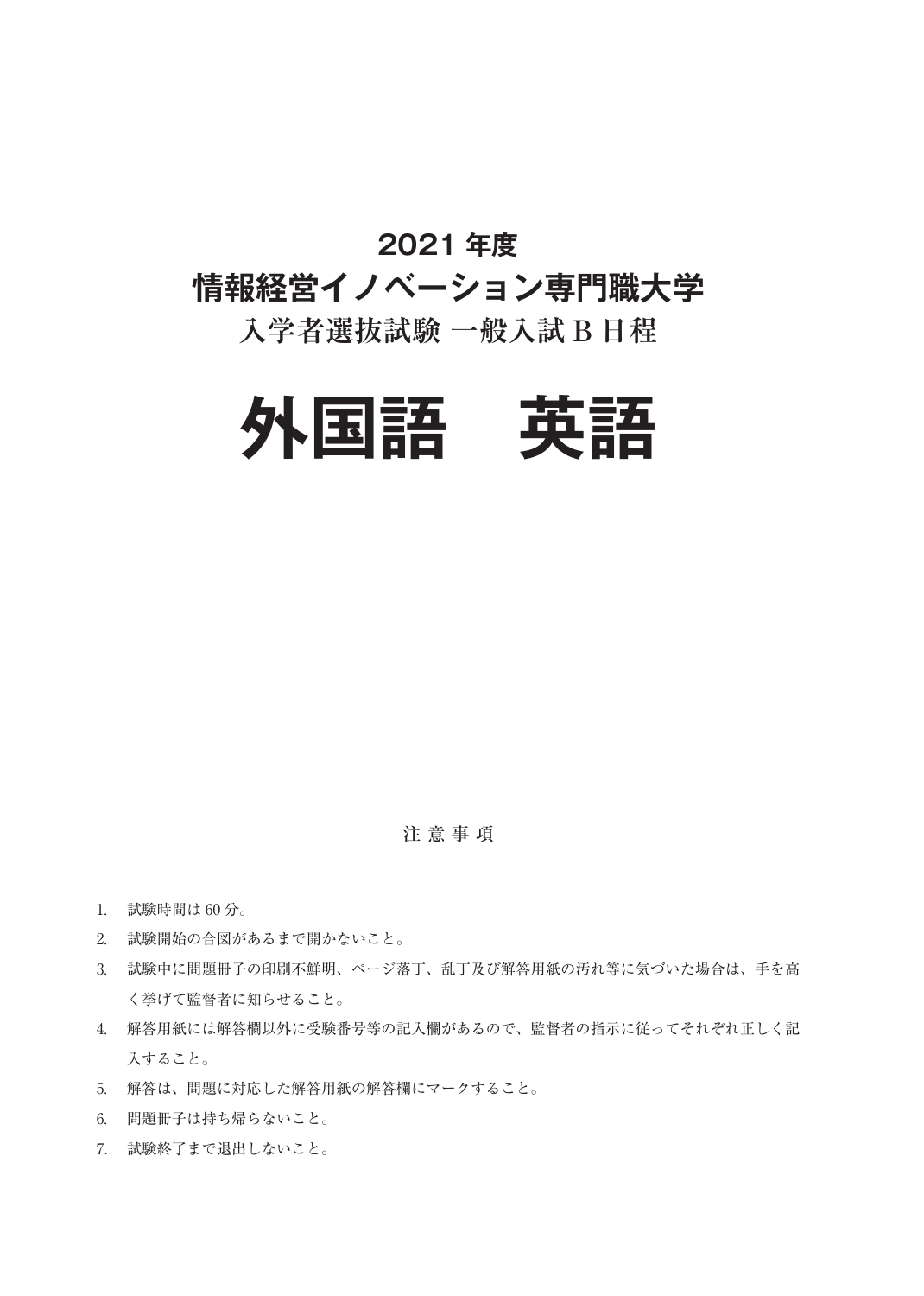# 2021 年度

# 情報経営イノベーション専門職大学

## 入学者選抜試験 一般入試 B 日程

# 外国語　英語

### 注 意 事 項

1. 試験時間は 60 分。
2. 試験開始の合図があるまで開かないこと。
3. 試験中に問題冊子の印刷不鮮明、ページ落丁、乱丁及び解答用紙の汚れ等に気づいた場合は、手を高く挙げて監督者に知らせること。
4. 解答用紙には解答欄以外に受験番号等の記入欄があるので、監督者の指示に従ってそれぞれ正しく記入すること。
5. 解答は、問題に対応した解答用紙の解答欄にマークすること。
6. 問題冊子は持ち帰らないこと。
7. 試験終了まで退出しないこと。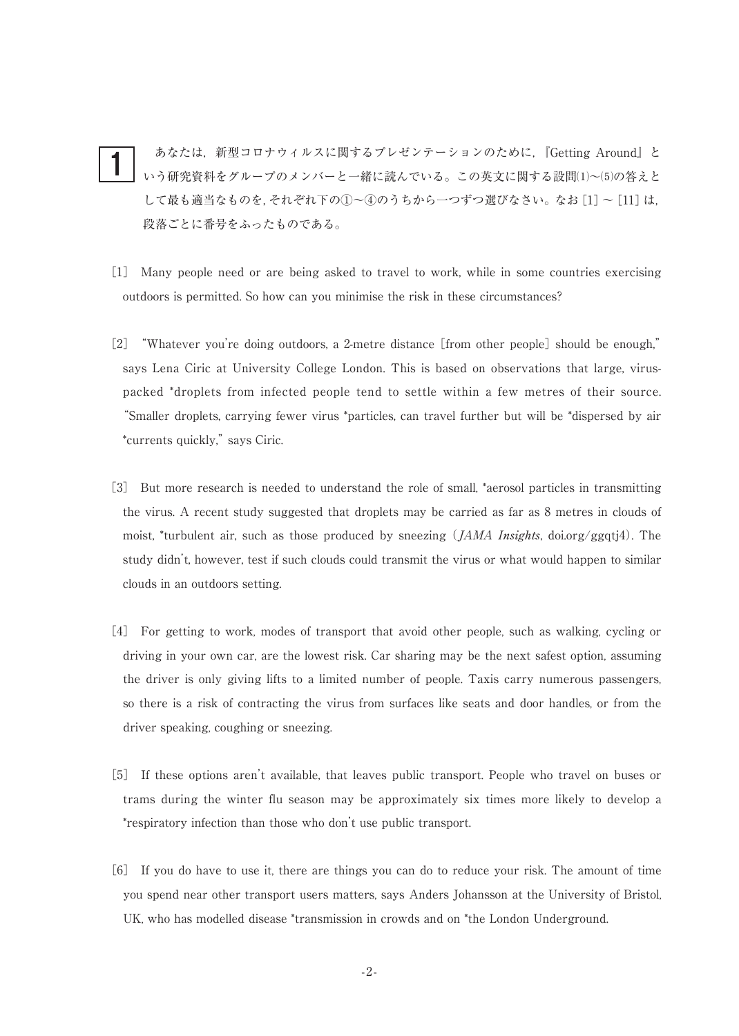**1** あなたは，新型コロナウィルスに関するプレゼンテーションのために，『Getting Around』という研究資料をグループのメンバーと一緒に読んでいる。この英文に関する設問(1)〜(5)の答えとして最も適当なものを，それぞれ下の①〜④のうちから一つずつ選びなさい。なお [1] 〜 [11] は，段落ごとに番号をふったものである。

[1] Many people need or are being asked to travel to work, while in some countries exercising outdoors is permitted. So how can you minimise the risk in these circumstances?

[2] "Whatever you're doing outdoors, a 2-metre distance [from other people] should be enough," says Lena Ciric at University College London. This is based on observations that large, virus-packed *droplets from infected people tend to settle within a few metres of their source. "Smaller droplets, carrying fewer virus *particles, can travel further but will be *dispersed by air *currents quickly," says Ciric.

[3] But more research is needed to understand the role of small, *aerosol particles in transmitting the virus. A recent study suggested that droplets may be carried as far as 8 metres in clouds of moist, *turbulent air, such as those produced by sneezing (*JAMA Insights*, doi.org/ggqtj4). The study didn't, however, test if such clouds could transmit the virus or what would happen to similar clouds in an outdoors setting.

[4] For getting to work, modes of transport that avoid other people, such as walking, cycling or driving in your own car, are the lowest risk. Car sharing may be the next safest option, assuming the driver is only giving lifts to a limited number of people. Taxis carry numerous passengers, so there is a risk of contracting the virus from surfaces like seats and door handles, or from the driver speaking, coughing or sneezing.

[5] If these options aren't available, that leaves public transport. People who travel on buses or trams during the winter flu season may be approximately six times more likely to develop a *respiratory infection than those who don't use public transport.

[6] If you do have to use it, there are things you can do to reduce your risk. The amount of time you spend near other transport users matters, says Anders Johansson at the University of Bristol, UK, who has modelled disease *transmission in crowds and on *the London Underground.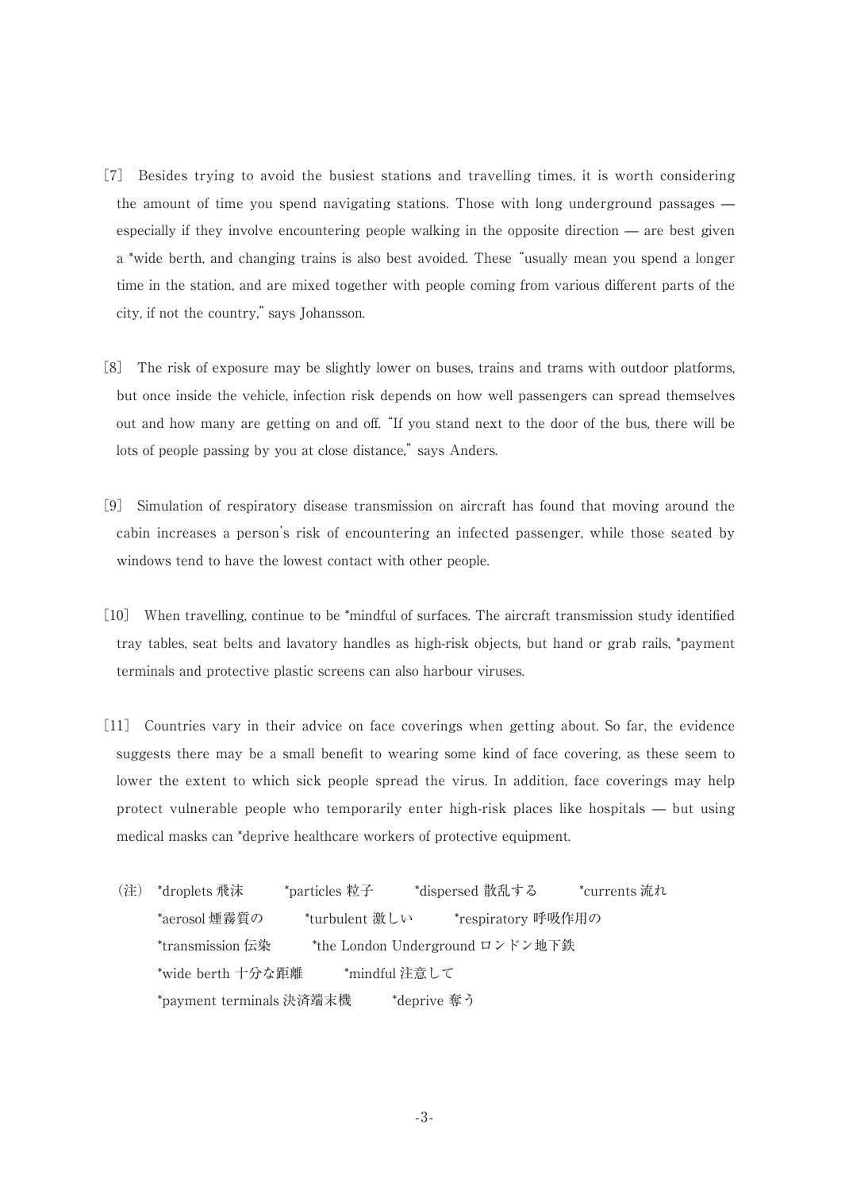[7] Besides trying to avoid the busiest stations and travelling times, it is worth considering the amount of time you spend navigating stations. Those with long underground passages — especially if they involve encountering people walking in the opposite direction — are best given a *wide berth, and changing trains is also best avoided. These "usually mean you spend a longer time in the station, and are mixed together with people coming from various different parts of the city, if not the country," says Johansson.

[8] The risk of exposure may be slightly lower on buses, trains and trams with outdoor platforms, but once inside the vehicle, infection risk depends on how well passengers can spread themselves out and how many are getting on and off. "If you stand next to the door of the bus, there will be lots of people passing by you at close distance," says Anders.

[9] Simulation of respiratory disease transmission on aircraft has found that moving around the cabin increases a person's risk of encountering an infected passenger, while those seated by windows tend to have the lowest contact with other people.

[10] When travelling, continue to be *mindful of surfaces. The aircraft transmission study identified tray tables, seat belts and lavatory handles as high-risk objects, but hand or grab rails, *payment terminals and protective plastic screens can also harbour viruses.

[11] Countries vary in their advice on face coverings when getting about. So far, the evidence suggests there may be a small benefit to wearing some kind of face covering, as these seem to lower the extent to which sick people spread the virus. In addition, face coverings may help protect vulnerable people who temporarily enter high-risk places like hospitals — but using medical masks can *deprive healthcare workers of protective equipment.

（注） *droplets 飛沫　*particles 粒子　*dispersed 散乱する　*currents 流れ
*aerosol 煙霧質の　*turbulent 激しい　*respiratory 呼吸作用の
*transmission 伝染　*the London Underground ロンドン地下鉄
*wide berth 十分な距離　*mindful 注意して
*payment terminals 決済端末機　*deprive 奪う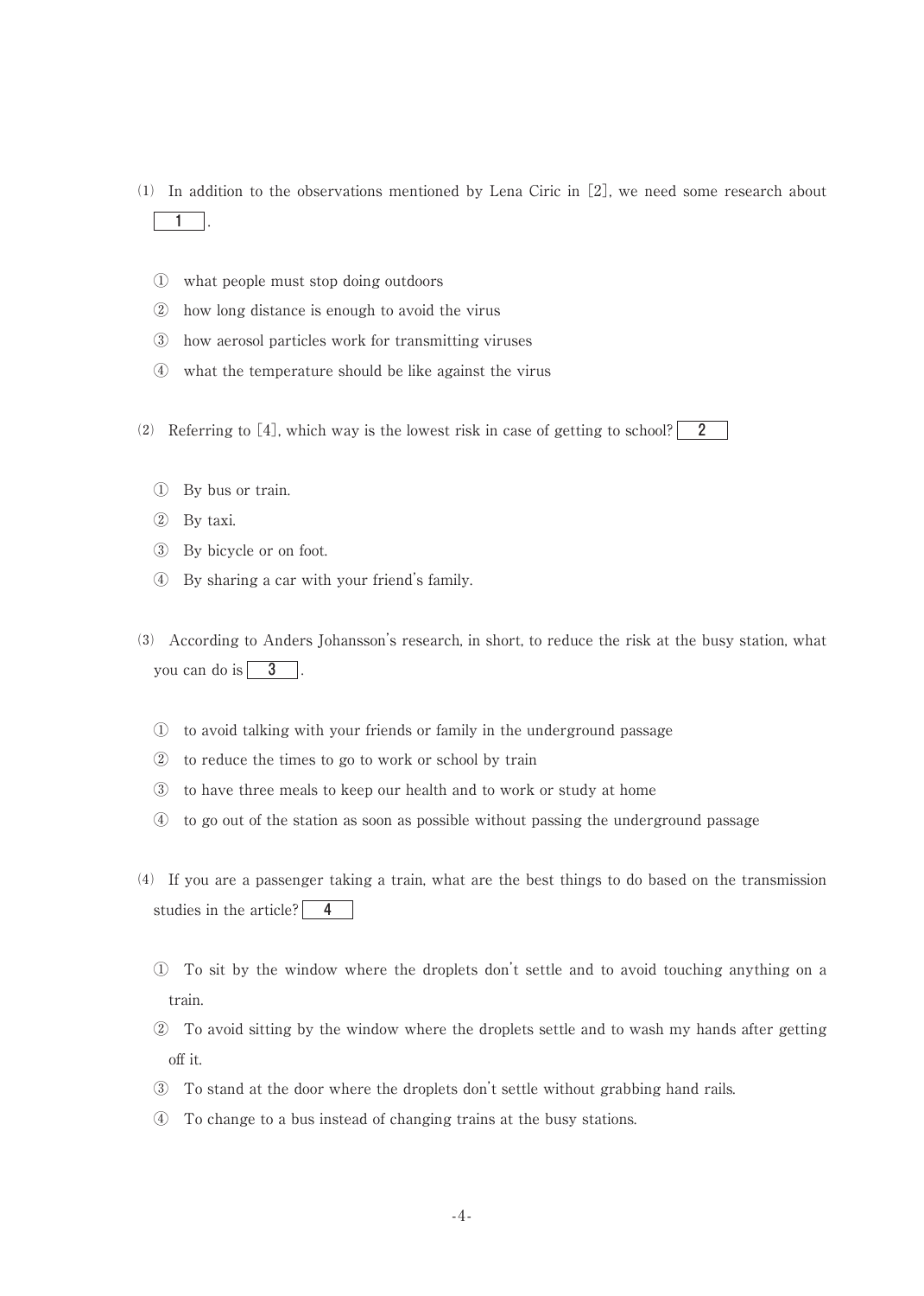(1) In addition to the observations mentioned by Lena Ciric in [2], we need some research about **1**.

① what people must stop doing outdoors
② how long distance is enough to avoid the virus
③ how aerosol particles work for transmitting viruses
④ what the temperature should be like against the virus

(2) Referring to [4], which way is the lowest risk in case of getting to school? **2**

① By bus or train.
② By taxi.
③ By bicycle or on foot.
④ By sharing a car with your friend's family.

(3) According to Anders Johansson's research, in short, to reduce the risk at the busy station, what you can do is **3**.

① to avoid talking with your friends or family in the underground passage
② to reduce the times to go to work or school by train
③ to have three meals to keep our health and to work or study at home
④ to go out of the station as soon as possible without passing the underground passage

(4) If you are a passenger taking a train, what are the best things to do based on the transmission studies in the article? **4**

① To sit by the window where the droplets don't settle and to avoid touching anything on a train.
② To avoid sitting by the window where the droplets settle and to wash my hands after getting off it.
③ To stand at the door where the droplets don't settle without grabbing hand rails.
④ To change to a bus instead of changing trains at the busy stations.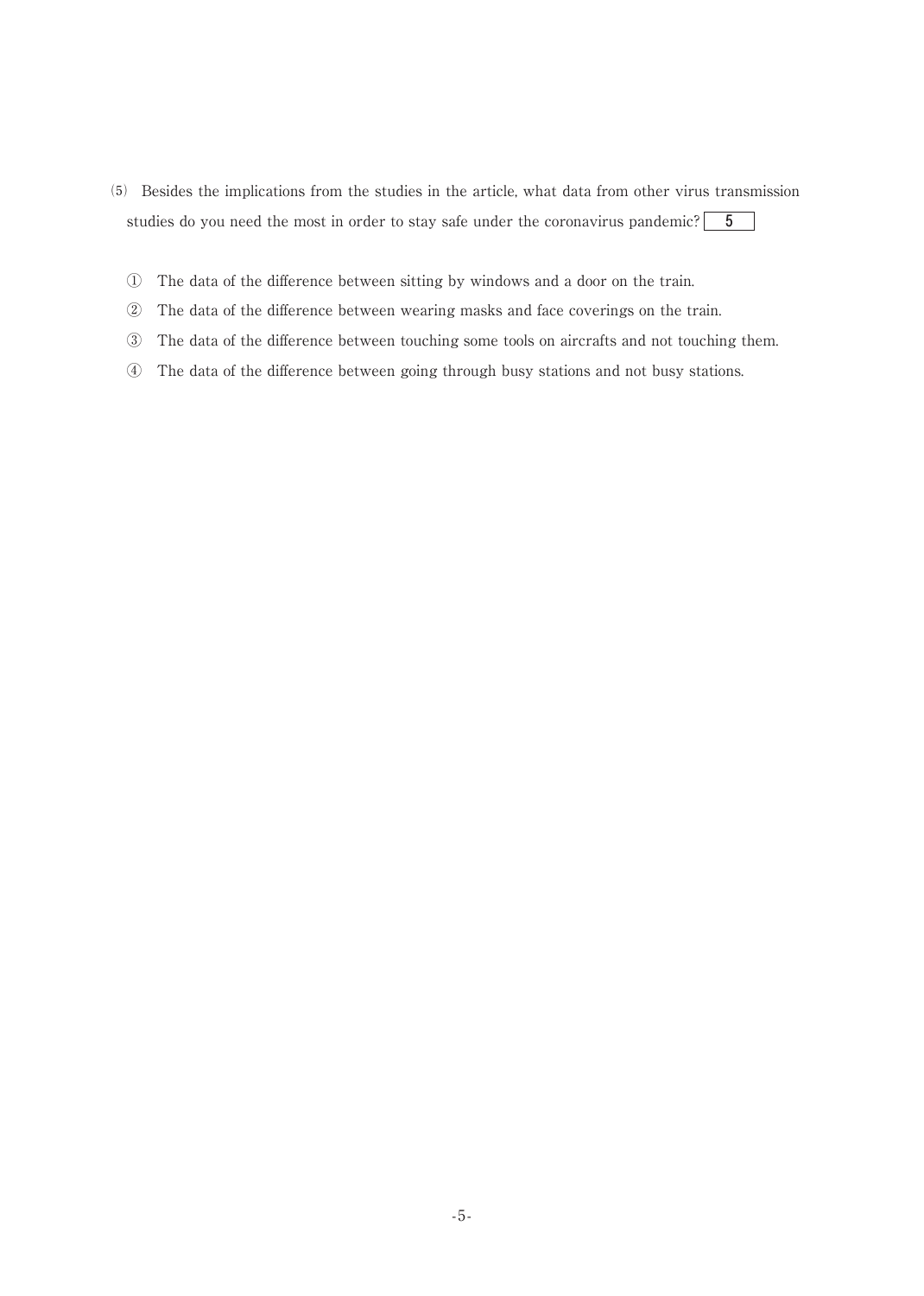(5) Besides the implications from the studies in the article, what data from other virus transmission studies do you need the most in order to stay safe under the coronavirus pandemic? [ 5 ]

① The data of the difference between sitting by windows and a door on the train.

② The data of the difference between wearing masks and face coverings on the train.

③ The data of the difference between touching some tools on aircrafts and not touching them.

④ The data of the difference between going through busy stations and not busy stations.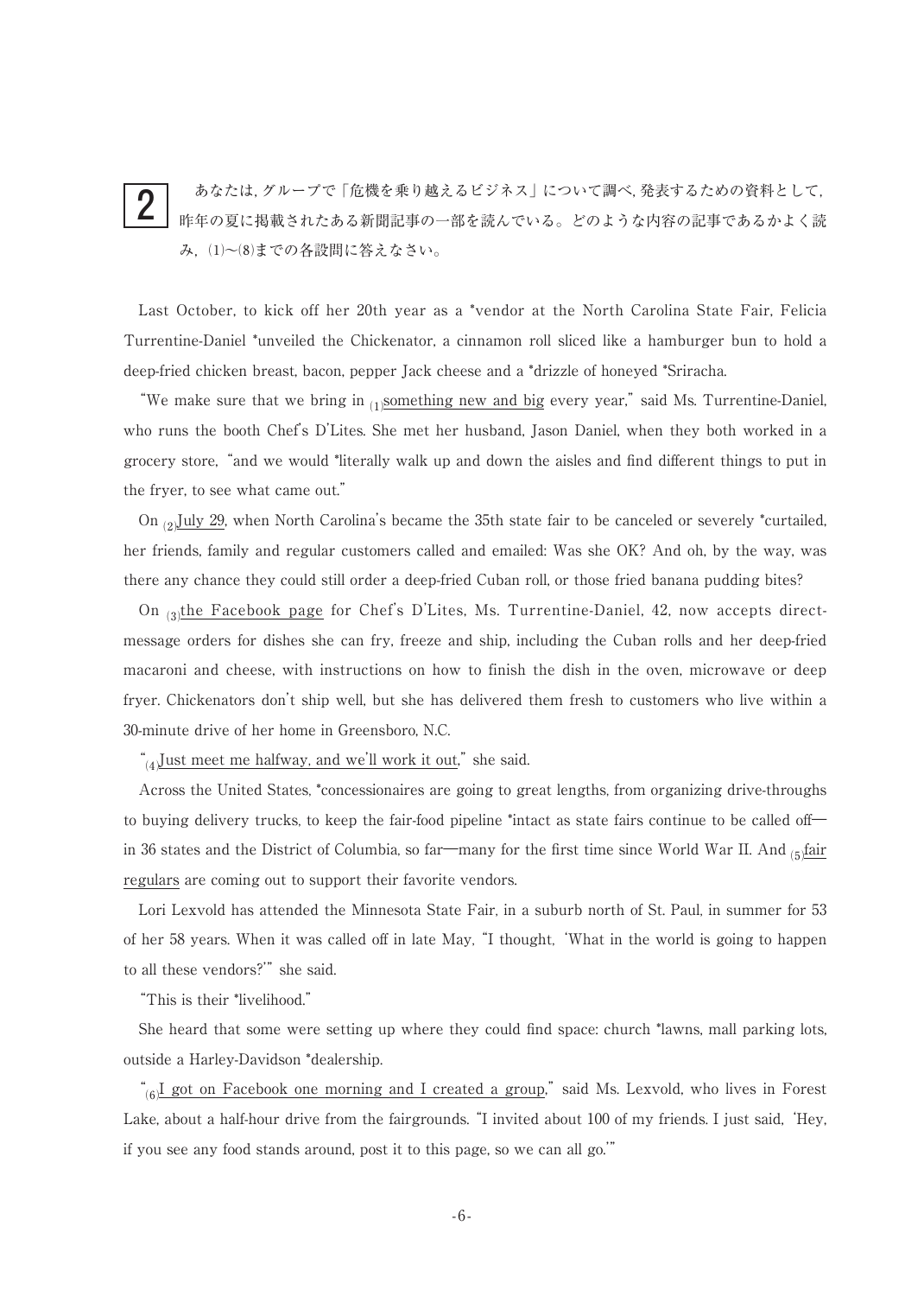**2** あなたは，グループで「危機を乗り越えるビジネス」について調べ，発表するための資料として，昨年の夏に掲載されたある新聞記事の一部を読んでいる。どのような内容の記事であるかよく読み，(1)〜(8)までの各設問に答えなさい。

Last October, to kick off her 20th year as a *vendor at the North Carolina State Fair, Felicia Turrentine-Daniel *unveiled the Chickenator, a cinnamon roll sliced like a hamburger bun to hold a deep-fried chicken breast, bacon, pepper Jack cheese and a *drizzle of honeyed *Sriracha.

"We make sure that we bring in (1)<u>something new and big</u> every year," said Ms. Turrentine-Daniel, who runs the booth Chef's D'Lites. She met her husband, Jason Daniel, when they both worked in a grocery store, "and we would *literally walk up and down the aisles and find different things to put in the fryer, to see what came out."

On (2)<u>July 29</u>, when North Carolina's became the 35th state fair to be canceled or severely *curtailed, her friends, family and regular customers called and emailed: Was she OK? And oh, by the way, was there any chance they could still order a deep-fried Cuban roll, or those fried banana pudding bites?

On (3)<u>the Facebook page</u> for Chef's D'Lites, Ms. Turrentine-Daniel, 42, now accepts direct-message orders for dishes she can fry, freeze and ship, including the Cuban rolls and her deep-fried macaroni and cheese, with instructions on how to finish the dish in the oven, microwave or deep fryer. Chickenators don't ship well, but she has delivered them fresh to customers who live within a 30-minute drive of her home in Greensboro, N.C.

"(4)<u>Just meet me halfway, and we'll work it out</u>," she said.

Across the United States, *concessionaires are going to great lengths, from organizing drive-throughs to buying delivery trucks, to keep the fair-food pipeline *intact as state fairs continue to be called off—in 36 states and the District of Columbia, so far—many for the first time since World War II. And (5)<u>fair regulars</u> are coming out to support their favorite vendors.

Lori Lexvold has attended the Minnesota State Fair, in a suburb north of St. Paul, in summer for 53 of her 58 years. When it was called off in late May, "I thought, 'What in the world is going to happen to all these vendors?'" she said.

"This is their *livelihood."

She heard that some were setting up where they could find space: church *lawns, mall parking lots, outside a Harley-Davidson *dealership.

"(6)<u>I got on Facebook one morning and I created a group</u>," said Ms. Lexvold, who lives in Forest Lake, about a half-hour drive from the fairgrounds. "I invited about 100 of my friends. I just said, 'Hey, if you see any food stands around, post it to this page, so we can all go.'"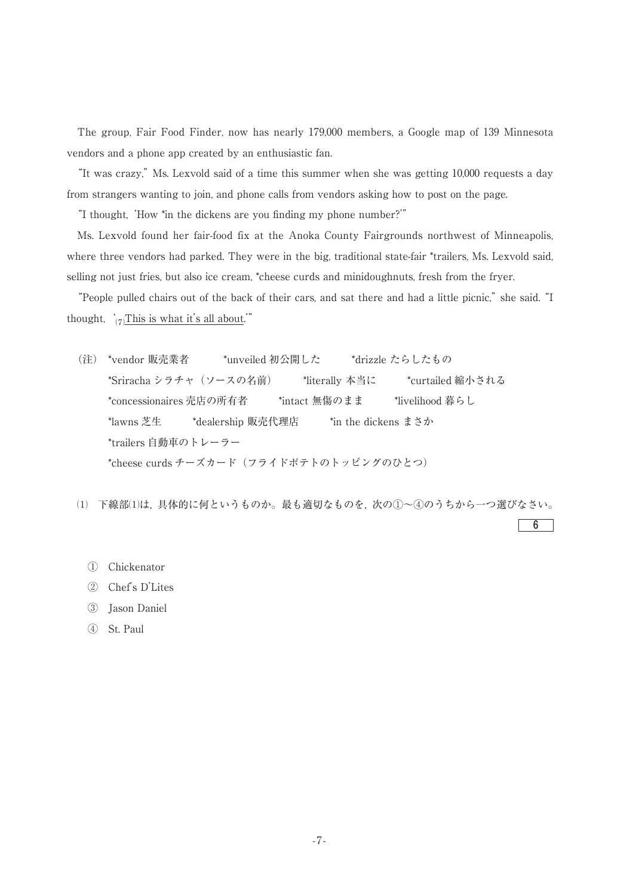The group, Fair Food Finder, now has nearly 179,000 members, a Google map of 139 Minnesota vendors and a phone app created by an enthusiastic fan.

"It was crazy," Ms. Lexvold said of a time this summer when she was getting 10,000 requests a day from strangers wanting to join, and phone calls from vendors asking how to post on the page.

"I thought, 'How *in the dickens are you finding my phone number?'"

Ms. Lexvold found her fair-food fix at the Anoka County Fairgrounds northwest of Minneapolis, where three vendors had parked. They were in the big, traditional state-fair *trailers, Ms. Lexvold said, selling not just fries, but also ice cream, *cheese curds and minidoughnuts, fresh from the fryer.

"People pulled chairs out of the back of their cars, and sat there and had a little picnic," she said. "I thought, '(7)<u>This is what it's all about</u>.'"

（注）*vendor 販売業者　*unveiled 初公開した　*drizzle たらしたもの
*Sriracha シラチャ（ソースの名前）　*literally 本当に　*curtailed 縮小される
*concessionaires 売店の所有者　*intact 無傷のまま　*livelihood 暮らし
*lawns 芝生　*dealership 販売代理店　*in the dickens まさか
*trailers 自動車のトレーラー
*cheese curds チーズカード（フライドポテトのトッピングのひとつ）

(1) 下線部(1)は，具体的に何というものか。最も適切なものを，次の①～④のうちから一つ選びなさい。 **6**

① Chickenator
② Chef's D'Lites
③ Jason Daniel
④ St. Paul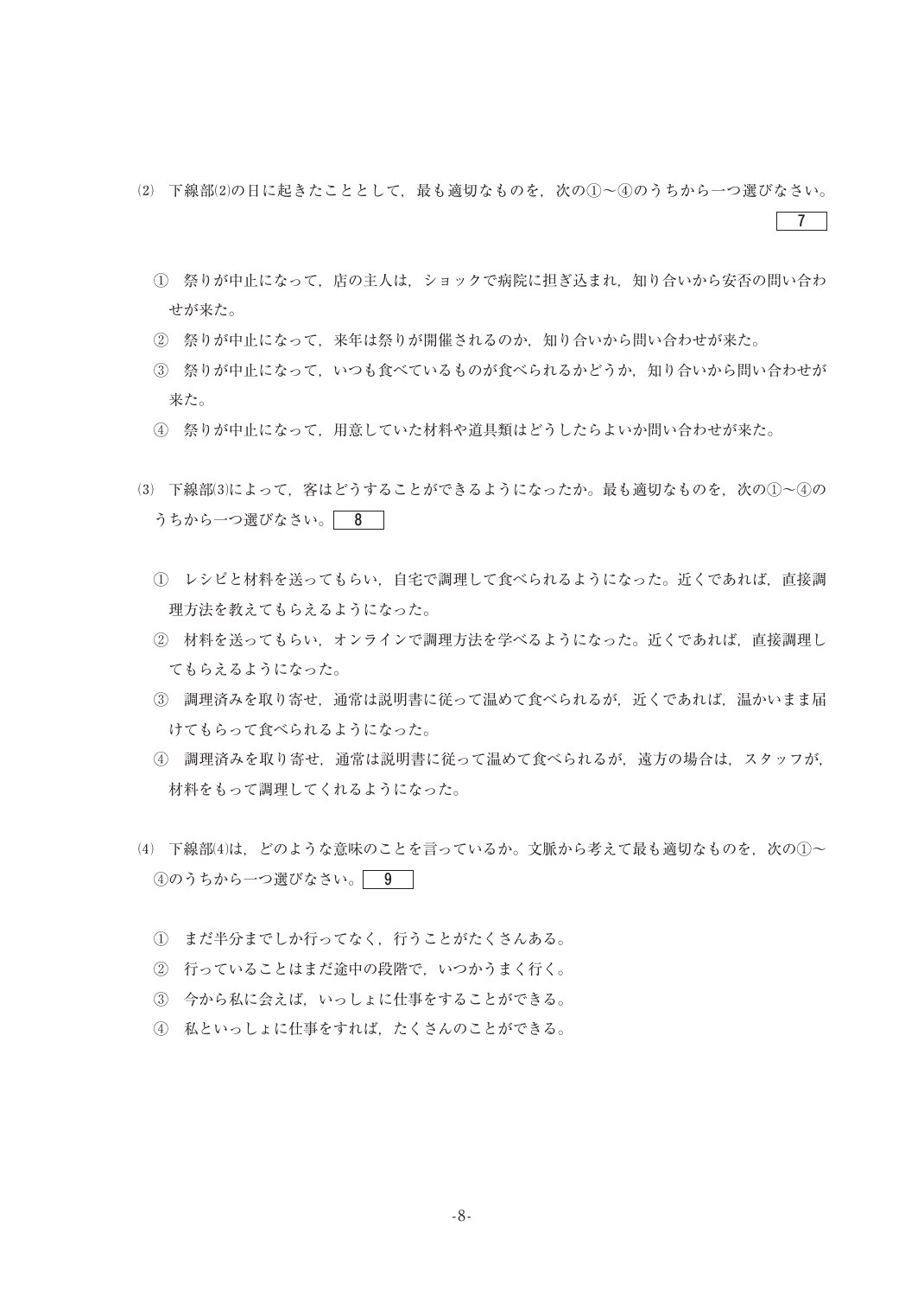⑵ 下線部⑵の日に起きたこととして，最も適切なものを，次の①～④のうちから一つ選びなさい。 7

① 祭りが中止になって，店の主人は，ショックで病院に担ぎ込まれ，知り合いから安否の問い合わせが来た。
② 祭りが中止になって，来年は祭りが開催されるのか，知り合いから問い合わせが来た。
③ 祭りが中止になって，いつも食べているものが食べられるかどうか，知り合いから問い合わせが来た。
④ 祭りが中止になって，用意していた材料や道具類はどうしたらよいか問い合わせが来た。

⑶ 下線部⑶によって，客はどうすることができるようになったか。最も適切なものを，次の①～④のうちから一つ選びなさい。 8

① レシピと材料を送ってもらい，自宅で調理して食べられるようになった。近くであれば，直接調理方法を教えてもらえるようになった。
② 材料を送ってもらい，オンラインで調理方法を学べるようになった。近くであれば，直接調理してもらえるようになった。
③ 調理済みを取り寄せ，通常は説明書に従って温めて食べられるが，近くであれば，温かいまま届けてもらって食べられるようになった。
④ 調理済みを取り寄せ，通常は説明書に従って温めて食べられるが，遠方の場合は，スタッフが，材料をもって調理してくれるようになった。

⑷ 下線部⑷は，どのような意味のことを言っているか。文脈から考えて最も適切なものを，次の①～④のうちから一つ選びなさい。 9

① まだ半分までしか行ってなく，行うことがたくさんある。
② 行っていることはまだ途中の段階で，いつかうまく行く。
③ 今から私に会えば，いっしょに仕事をすることができる。
④ 私といっしょに仕事をすれば，たくさんのことができる。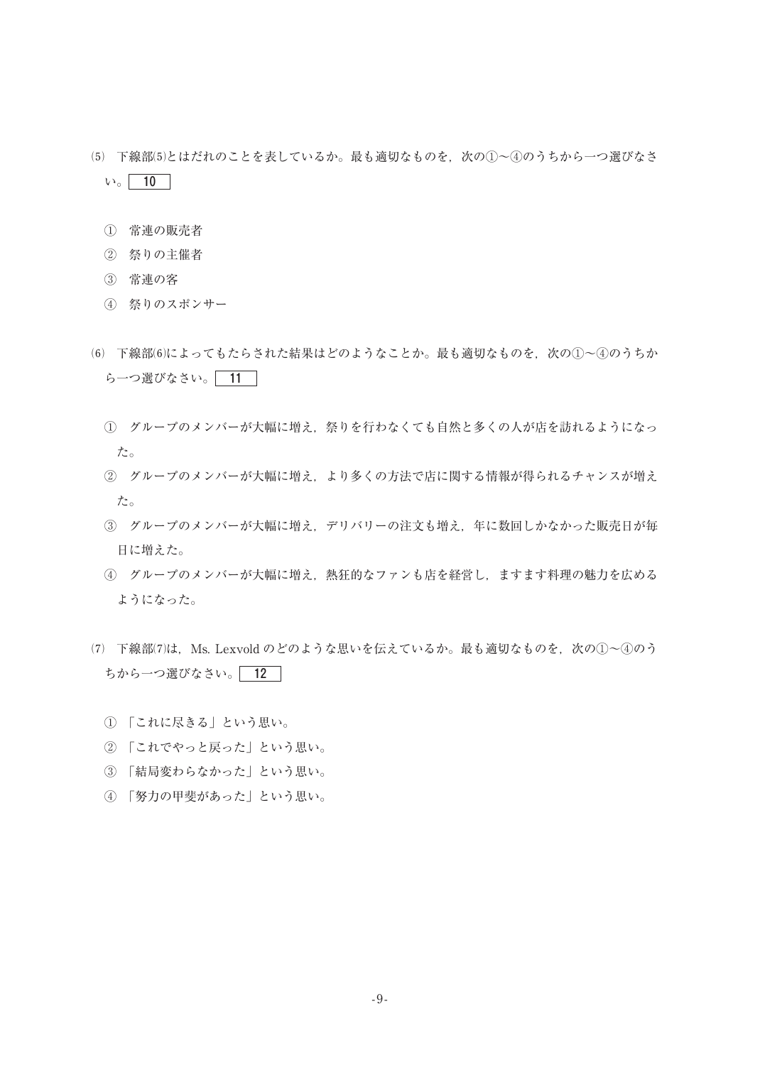(5) 下線部(5)とはだれのことを表しているか。最も適切なものを，次の①～④のうちから一つ選びなさい。 10

① 常連の販売者
② 祭りの主催者
③ 常連の客
④ 祭りのスポンサー

(6) 下線部(6)によってもたらされた結果はどのようなことか。最も適切なものを，次の①～④のうちから一つ選びなさい。 11

① グループのメンバーが大幅に増え，祭りを行わなくても自然と多くの人が店を訪れるようになった。
② グループのメンバーが大幅に増え，より多くの方法で店に関する情報が得られるチャンスが増えた。
③ グループのメンバーが大幅に増え，デリバリーの注文も増え，年に数回しかなかった販売日が毎日に増えた。
④ グループのメンバーが大幅に増え，熱狂的なファンも店を経営し，ますます料理の魅力を広めるようになった。

(7) 下線部(7)は，Ms. Lexvold のどのような思いを伝えているか。最も適切なものを，次の①～④のうちから一つ選びなさい。 12

① 「これに尽きる」という思い。
② 「これでやっと戻った」という思い。
③ 「結局変わらなかった」という思い。
④ 「努力の甲斐があった」という思い。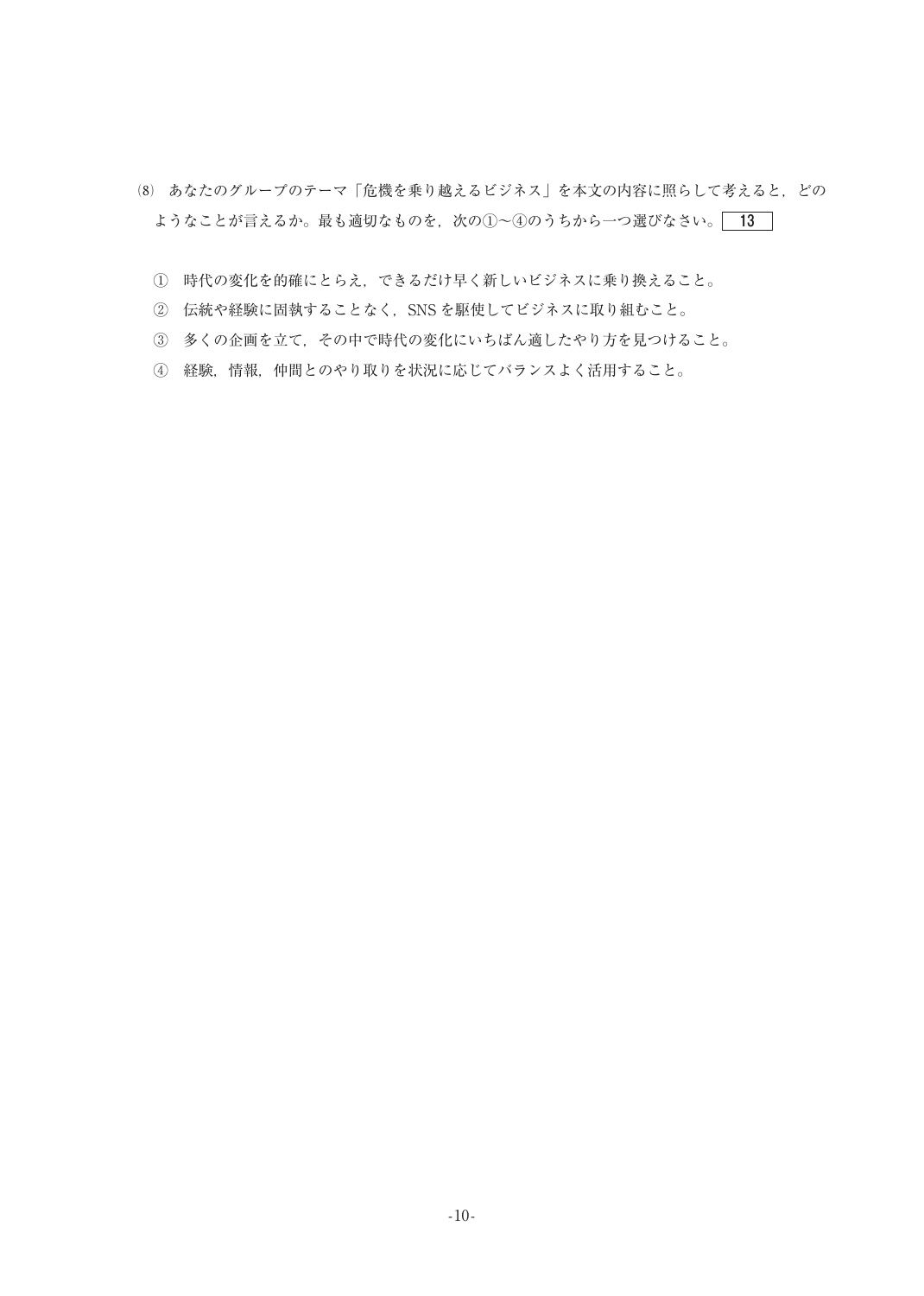(8) あなたのグループのテーマ「危機を乗り越えるビジネス」を本文の内容に照らして考えると，どのようなことが言えるか。最も適切なものを，次の①～④のうちから一つ選びなさい。 13

① 時代の変化を的確にとらえ，できるだけ早く新しいビジネスに乗り換えること。

② 伝統や経験に固執することなく，SNS を駆使してビジネスに取り組むこと。

③ 多くの企画を立て，その中で時代の変化にいちばん適したやり方を見つけること。

④ 経験，情報，仲間とのやり取りを状況に応じてバランスよく活用すること。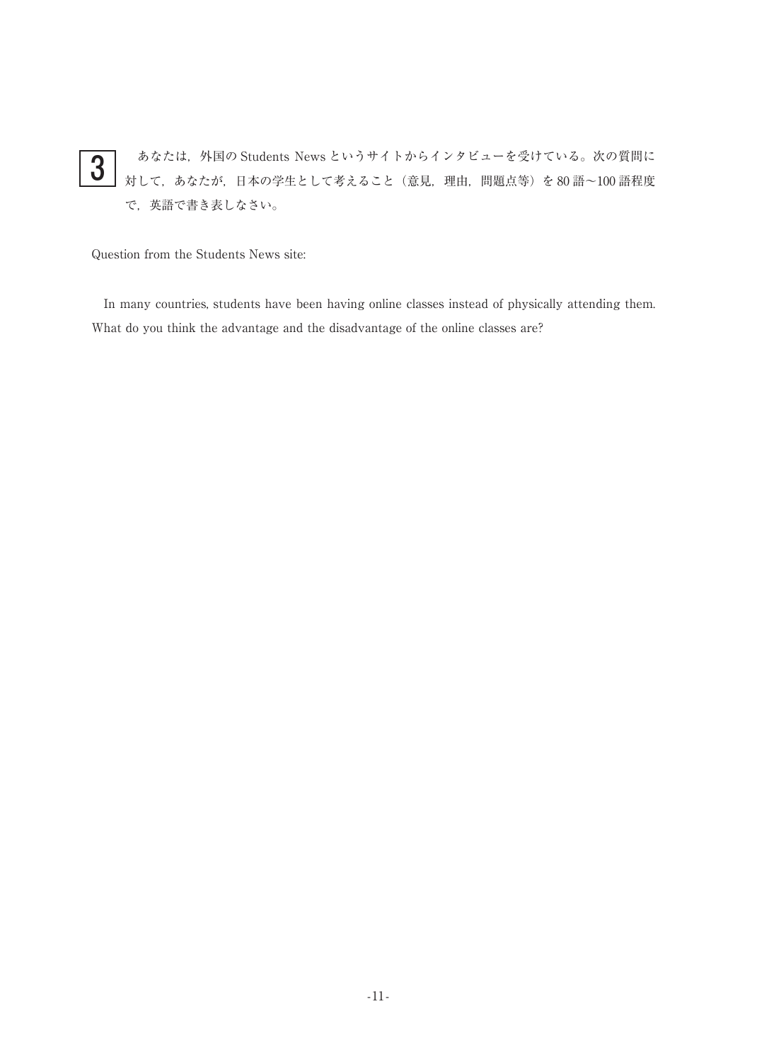**3**　あなたは，外国の Students News というサイトからインタビューを受けている。次の質問に対して，あなたが，日本の学生として考えること（意見，理由，問題点等）を 80 語〜100 語程度で，英語で書き表しなさい。

Question from the Students News site:

In many countries, students have been having online classes instead of physically attending them. What do you think the advantage and the disadvantage of the online classes are?